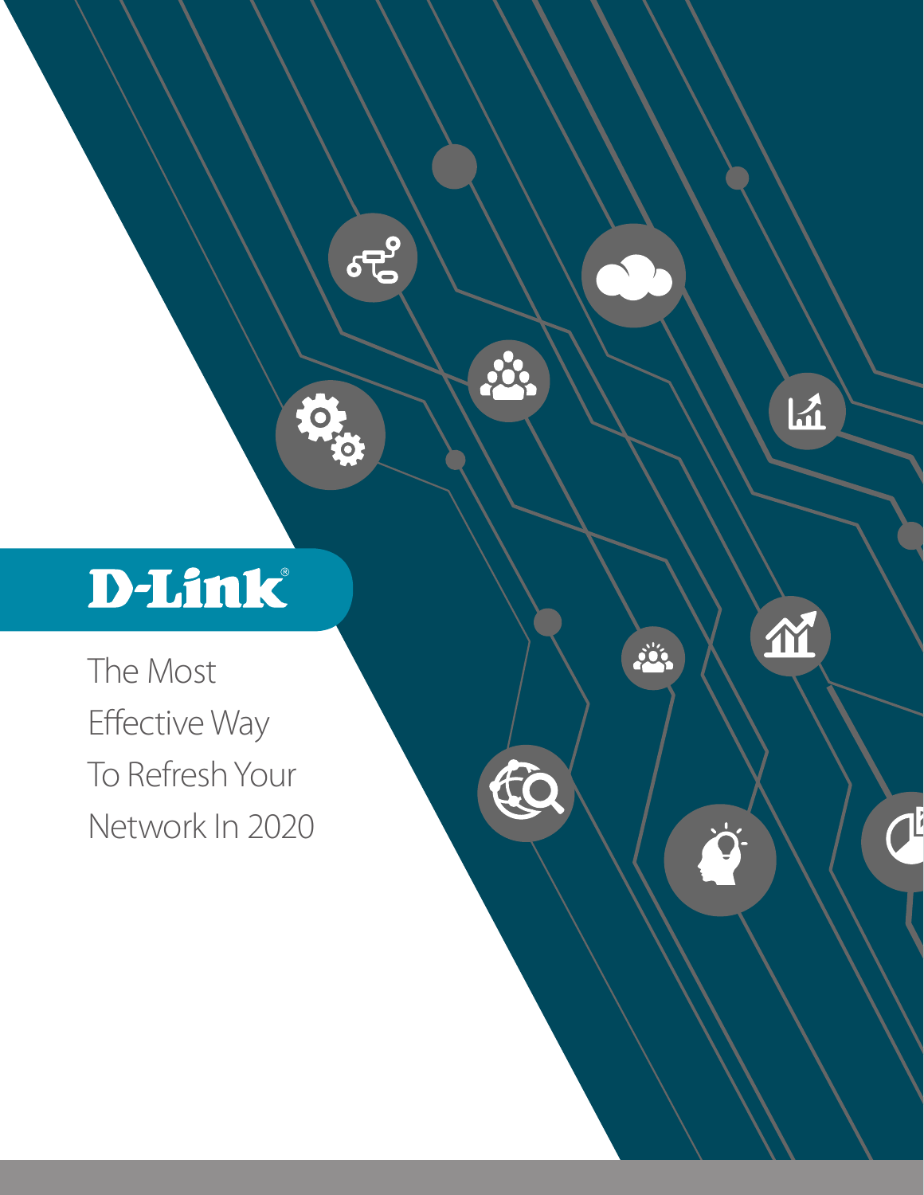D-Link®

# The Most Effective Way To Refresh Your Network In 2020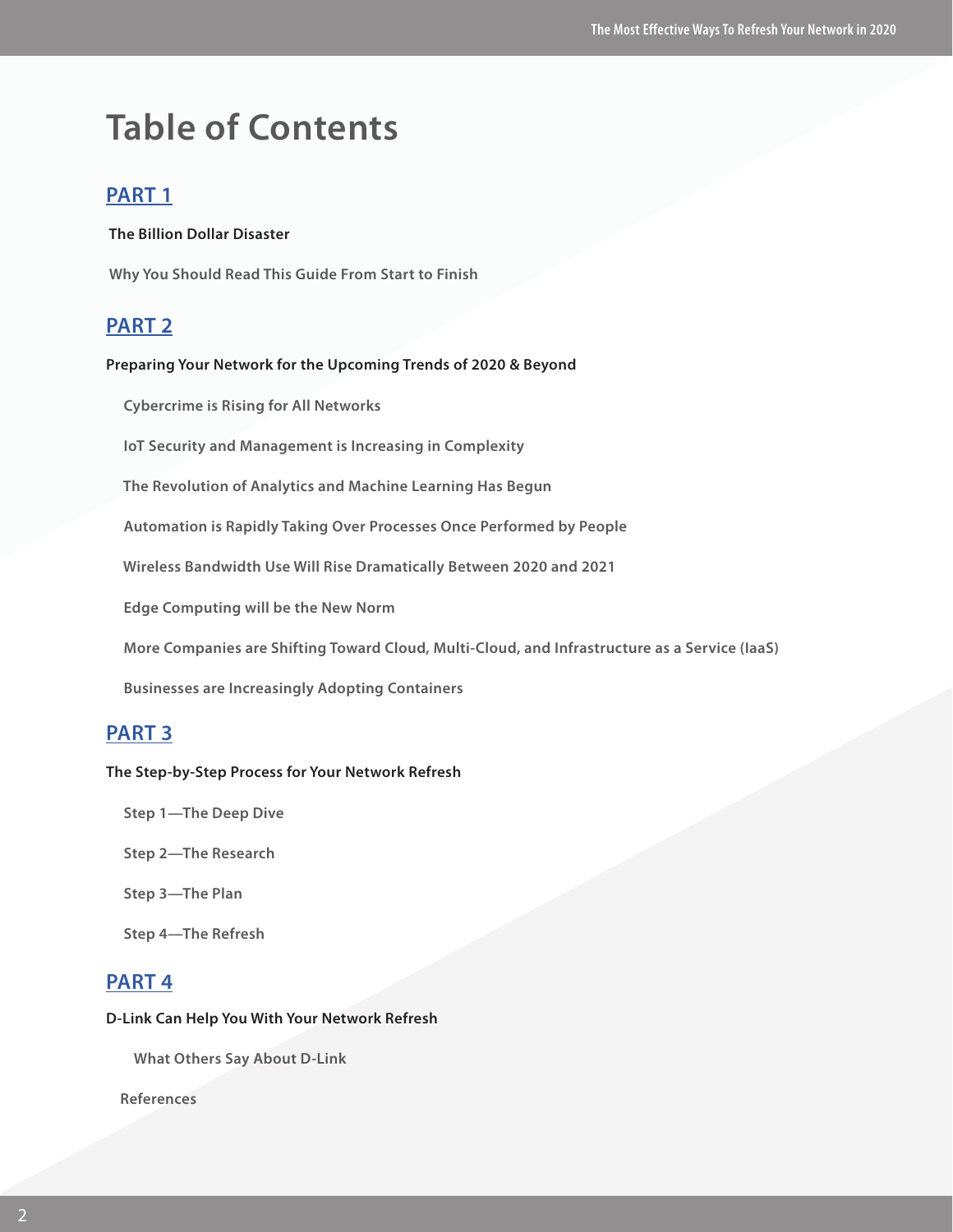# Table of Contents

## PART 1

**The Billion Dollar Disaster**

**Why You Should Read This Guide From Start to Finish**

## PART 2

**Preparing Your Network for the Upcoming Trends of 2020 & Beyond**

- Cybercrime is Rising for All Networks
- IoT Security and Management is Increasing in Complexity
- The Revolution of Analytics and Machine Learning Has Begun
- Automation is Rapidly Taking Over Processes Once Performed by People
- Wireless Bandwidth Use Will Rise Dramatically Between 2020 and 2021
- Edge Computing will be the New Norm
- More Companies are Shifting Toward Cloud, Multi-Cloud, and Infrastructure as a Service (IaaS)
- Businesses are Increasingly Adopting Containers

## PART 3

**The Step-by-Step Process for Your Network Refresh**

- Step 1—The Deep Dive
- Step 2—The Research
- Step 3—The Plan
- Step 4—The Refresh

## PART 4

**D-Link Can Help You With Your Network Refresh**

- What Others Say About D-Link

References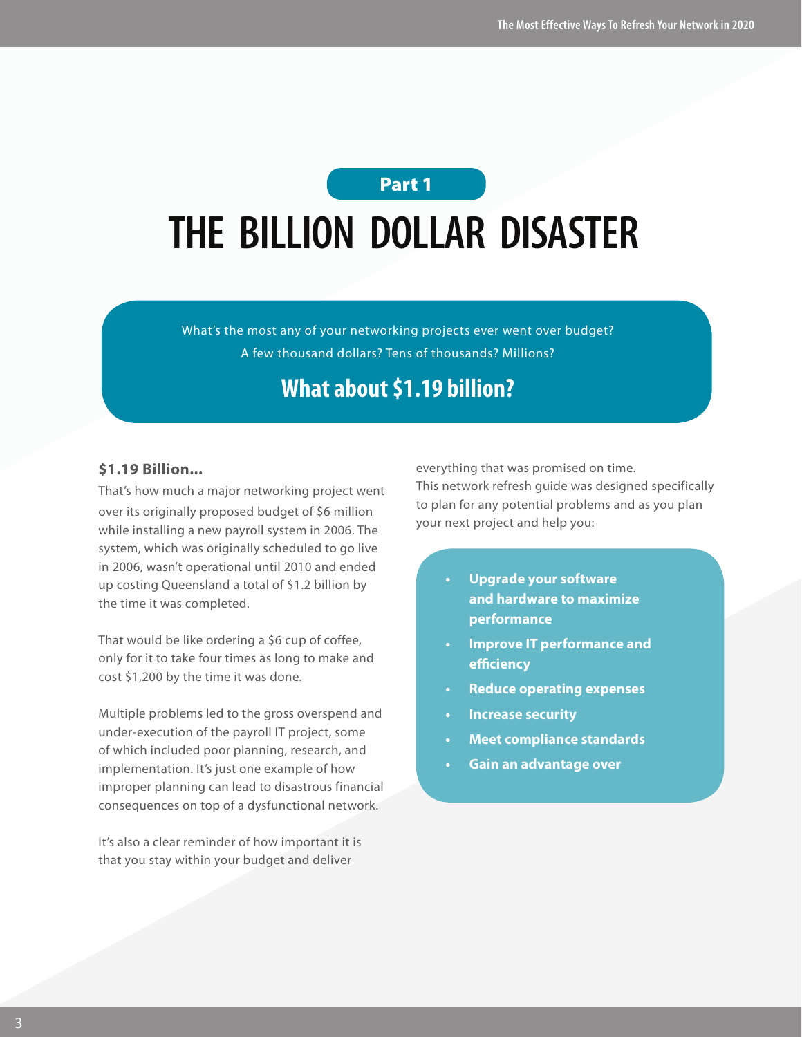Part 1

# THE BILLION DOLLAR DISASTER

What's the most any of your networking projects ever went over budget? A few thousand dollars? Tens of thousands? Millions?

## What about $1.19 billion?

**$1.19 Billion...**

That's how much a major networking project went over its originally proposed budget of $6 million while installing a new payroll system in 2006. The system, which was originally scheduled to go live in 2006, wasn't operational until 2010 and ended up costing Queensland a total of $1.2 billion by the time it was completed.

That would be like ordering a $6 cup of coffee, only for it to take four times as long to make and cost $1,200 by the time it was done.

Multiple problems led to the gross overspend and under-execution of the payroll IT project, some of which included poor planning, research, and implementation. It's just one example of how improper planning can lead to disastrous financial consequences on top of a dysfunctional network.

It's also a clear reminder of how important it is that you stay within your budget and deliver everything that was promised on time.

This network refresh guide was designed specifically to plan for any potential problems and as you plan your next project and help you:

- **Upgrade your software and hardware to maximize performance**
- **Improve IT performance and efficiency**
- **Reduce operating expenses**
- **Increase security**
- **Meet compliance standards**
- **Gain an advantage over**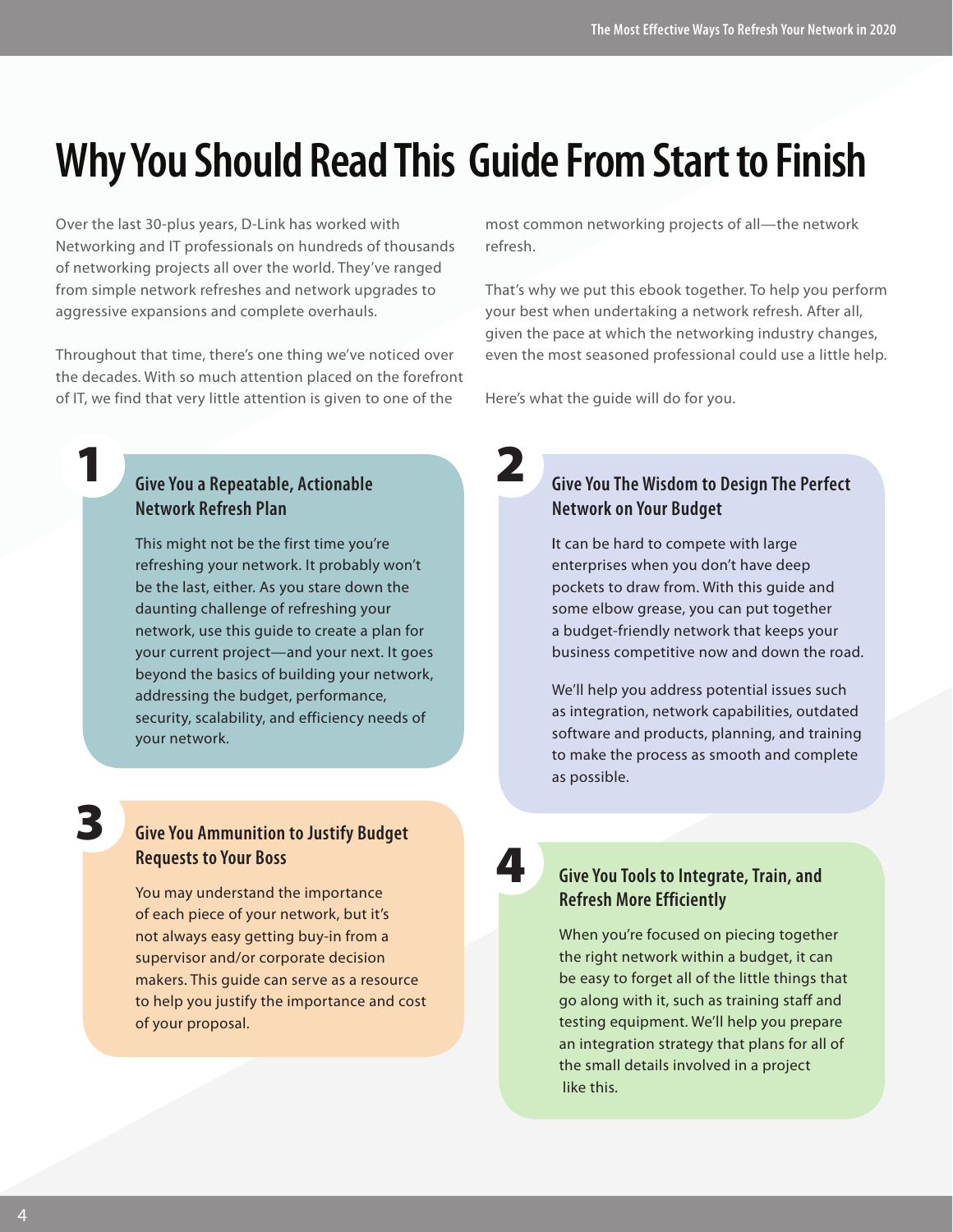# Why You Should Read This Guide From Start to Finish

Over the last 30-plus years, D-Link has worked with Networking and IT professionals on hundreds of thousands of networking projects all over the world. They've ranged from simple network refreshes and network upgrades to aggressive expansions and complete overhauls.

Throughout that time, there's one thing we've noticed over the decades. With so much attention placed on the forefront of IT, we find that very little attention is given to one of the most common networking projects of all—the network refresh.

That's why we put this ebook together. To help you perform your best when undertaking a network refresh. After all, given the pace at which the networking industry changes, even the most seasoned professional could use a little help.

Here's what the guide will do for you.

## 1 Give You a Repeatable, Actionable Network Refresh Plan

This might not be the first time you're refreshing your network. It probably won't be the last, either. As you stare down the daunting challenge of refreshing your network, use this guide to create a plan for your current project—and your next. It goes beyond the basics of building your network, addressing the budget, performance, security, scalability, and efficiency needs of your network.

## 2 Give You The Wisdom to Design The Perfect Network on Your Budget

It can be hard to compete with large enterprises when you don't have deep pockets to draw from. With this guide and some elbow grease, you can put together a budget-friendly network that keeps your business competitive now and down the road.

We'll help you address potential issues such as integration, network capabilities, outdated software and products, planning, and training to make the process as smooth and complete as possible.

## 3 Give You Ammunition to Justify Budget Requests to Your Boss

You may understand the importance of each piece of your network, but it's not always easy getting buy-in from a supervisor and/or corporate decision makers. This guide can serve as a resource to help you justify the importance and cost of your proposal.

## 4 Give You Tools to Integrate, Train, and Refresh More Efficiently

When you're focused on piecing together the right network within a budget, it can be easy to forget all of the little things that go along with it, such as training staff and testing equipment. We'll help you prepare an integration strategy that plans for all of the small details involved in a project like this.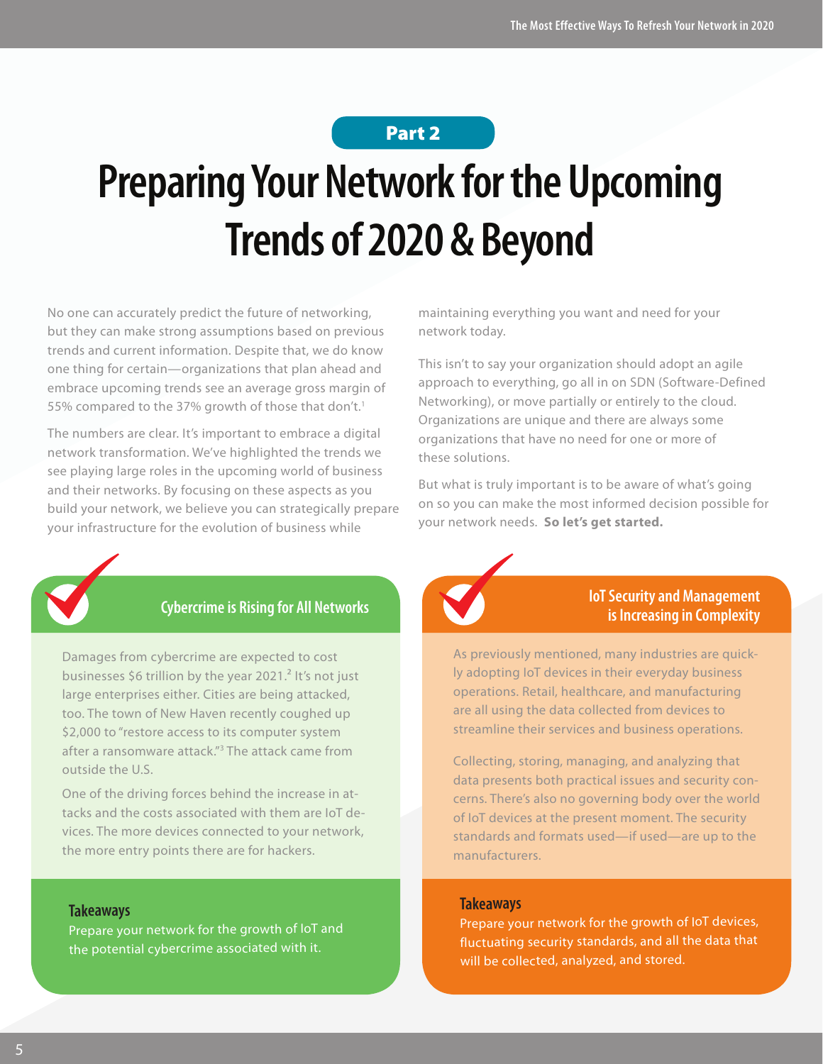Part 2

# Preparing Your Network for the Upcoming Trends of 2020 & Beyond

No one can accurately predict the future of networking, but they can make strong assumptions based on previous trends and current information. Despite that, we do know one thing for certain—organizations that plan ahead and embrace upcoming trends see an average gross margin of 55% compared to the 37% growth of those that don't.[1]

The numbers are clear. It's important to embrace a digital network transformation. We've highlighted the trends we see playing large roles in the upcoming world of business and their networks. By focusing on these aspects as you build your network, we believe you can strategically prepare your infrastructure for the evolution of business while maintaining everything you want and need for your network today.

This isn't to say your organization should adopt an agile approach to everything, go all in on SDN (Software-Defined Networking), or move partially or entirely to the cloud. Organizations are unique and there are always some organizations that have no need for one or more of these solutions.

But what is truly important is to be aware of what's going on so you can make the most informed decision possible for your network needs. **So let's get started.**

## Cybercrime is Rising for All Networks

Damages from cybercrime are expected to cost businesses $6 trillion by the year 2021.[2] It's not just large enterprises either. Cities are being attacked, too. The town of New Haven recently coughed up $2,000 to "restore access to its computer system after a ransomware attack."[3] The attack came from outside the U.S.

One of the driving forces behind the increase in attacks and the costs associated with them are IoT devices. The more devices connected to your network, the more entry points there are for hackers.

**Takeaways**

Prepare your network for the growth of IoT and the potential cybercrime associated with it.

## IoT Security and Management is Increasing in Complexity

As previously mentioned, many industries are quickly adopting IoT devices in their everyday business operations. Retail, healthcare, and manufacturing are all using the data collected from devices to streamline their services and business operations.

Collecting, storing, managing, and analyzing that data presents both practical issues and security concerns. There's also no governing body over the world of IoT devices at the present moment. The security standards and formats used—if used—are up to the manufacturers.

**Takeaways**

Prepare your network for the growth of IoT devices, fluctuating security standards, and all the data that will be collected, analyzed, and stored.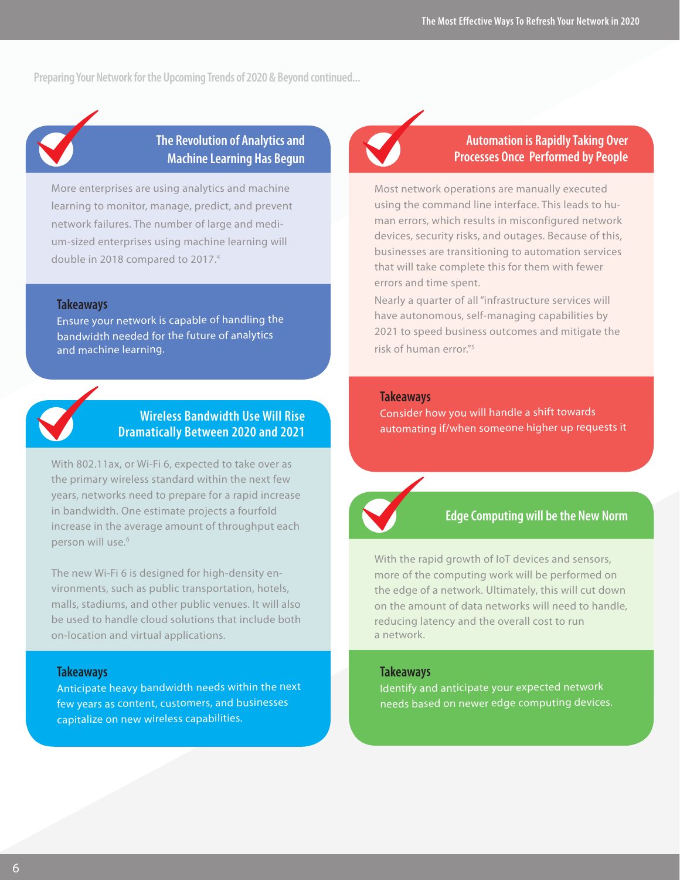Preparing Your Network for the Upcoming Trends of 2020 & Beyond continued...

## The Revolution of Analytics and Machine Learning Has Begun

More enterprises are using analytics and machine learning to monitor, manage, predict, and prevent network failures. The number of large and medium-sized enterprises using machine learning will double in 2018 compared to 2017.[4]

### Takeaways

Ensure your network is capable of handling the bandwidth needed for the future of analytics and machine learning.

## Wireless Bandwidth Use Will Rise Dramatically Between 2020 and 2021

With 802.11ax, or Wi-Fi 6, expected to take over as the primary wireless standard within the next few years, networks need to prepare for a rapid increase in bandwidth. One estimate projects a fourfold increase in the average amount of throughput each person will use.[6]

The new Wi-Fi 6 is designed for high-density environments, such as public transportation, hotels, malls, stadiums, and other public venues. It will also be used to handle cloud solutions that include both on-location and virtual applications.

### Takeaways

Anticipate heavy bandwidth needs within the next few years as content, customers, and businesses capitalize on new wireless capabilities.

## Automation is Rapidly Taking Over Processes Once Performed by People

Most network operations are manually executed using the command line interface. This leads to human errors, which results in misconfigured network devices, security risks, and outages. Because of this, businesses are transitioning to automation services that will take complete this for them with fewer errors and time spent.

Nearly a quarter of all "infrastructure services will have autonomous, self-managing capabilities by 2021 to speed business outcomes and mitigate the risk of human error."[5]

### Takeaways

Consider how you will handle a shift towards automating if/when someone higher up requests it

## Edge Computing will be the New Norm

With the rapid growth of IoT devices and sensors, more of the computing work will be performed on the edge of a network. Ultimately, this will cut down on the amount of data networks will need to handle, reducing latency and the overall cost to run a network.

### Takeaways

Identify and anticipate your expected network needs based on newer edge computing devices.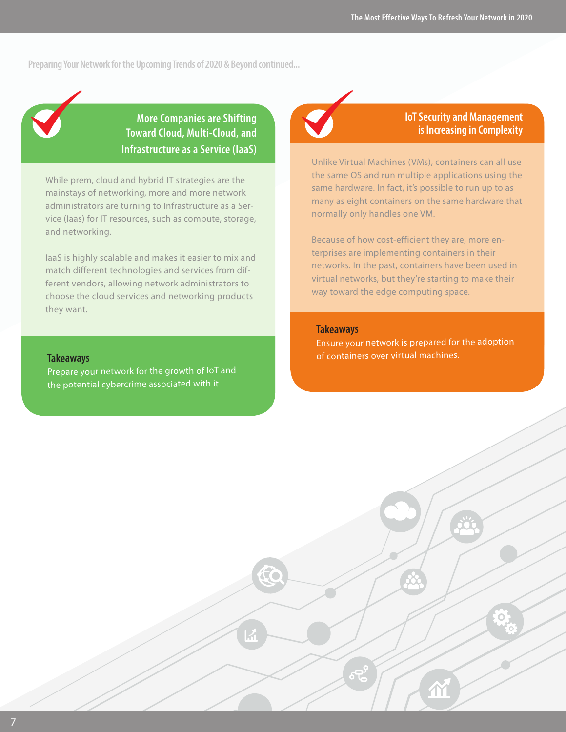Preparing Your Network for the Upcoming Trends of 2020 & Beyond continued...

## More Companies are Shifting Toward Cloud, Multi-Cloud, and Infrastructure as a Service (IaaS)

While prem, cloud and hybrid IT strategies are the mainstays of networking, more and more network administrators are turning to Infrastructure as a Service (Iaas) for IT resources, such as compute, storage, and networking.

IaaS is highly scalable and makes it easier to mix and match different technologies and services from different vendors, allowing network administrators to choose the cloud services and networking products they want.

### Takeaways

Prepare your network for the growth of IoT and the potential cybercrime associated with it.

## IoT Security and Management is Increasing in Complexity

Unlike Virtual Machines (VMs), containers can all use the same OS and run multiple applications using the same hardware. In fact, it's possible to run up to as many as eight containers on the same hardware that normally only handles one VM.

Because of how cost-efficient they are, more enterprises are implementing containers in their networks. In the past, containers have been used in virtual networks, but they're starting to make their way toward the edge computing space.

### Takeaways

Ensure your network is prepared for the adoption of containers over virtual machines.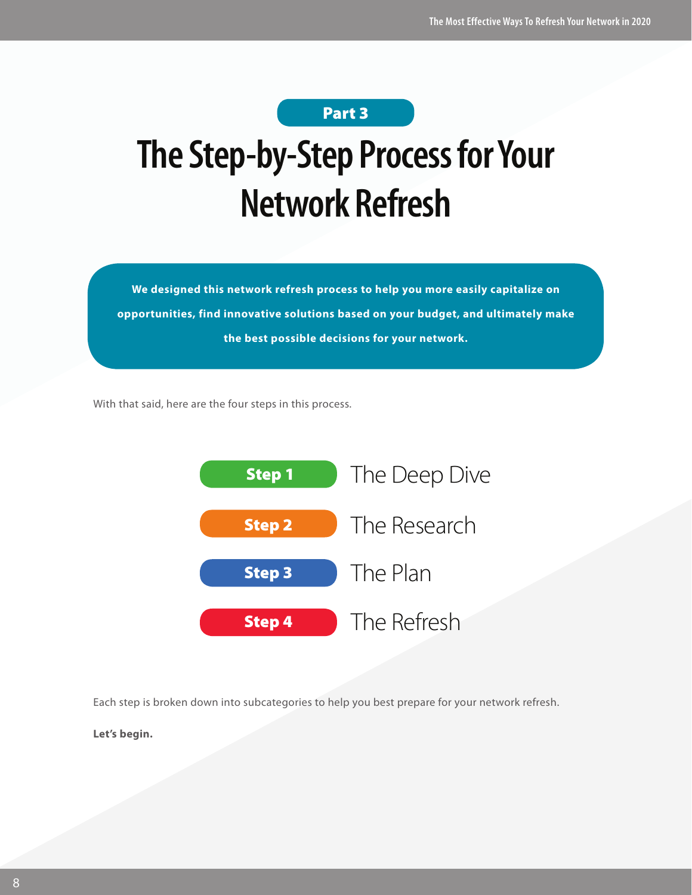Part 3

# The Step-by-Step Process for Your Network Refresh

**We designed this network refresh process to help you more easily capitalize on opportunities, find innovative solutions based on your budget, and ultimately make the best possible decisions for your network.**

With that said, here are the four steps in this process.

- **Step 1** The Deep Dive
- **Step 2** The Research
- **Step 3** The Plan
- **Step 4** The Refresh

Each step is broken down into subcategories to help you best prepare for your network refresh.

**Let's begin.**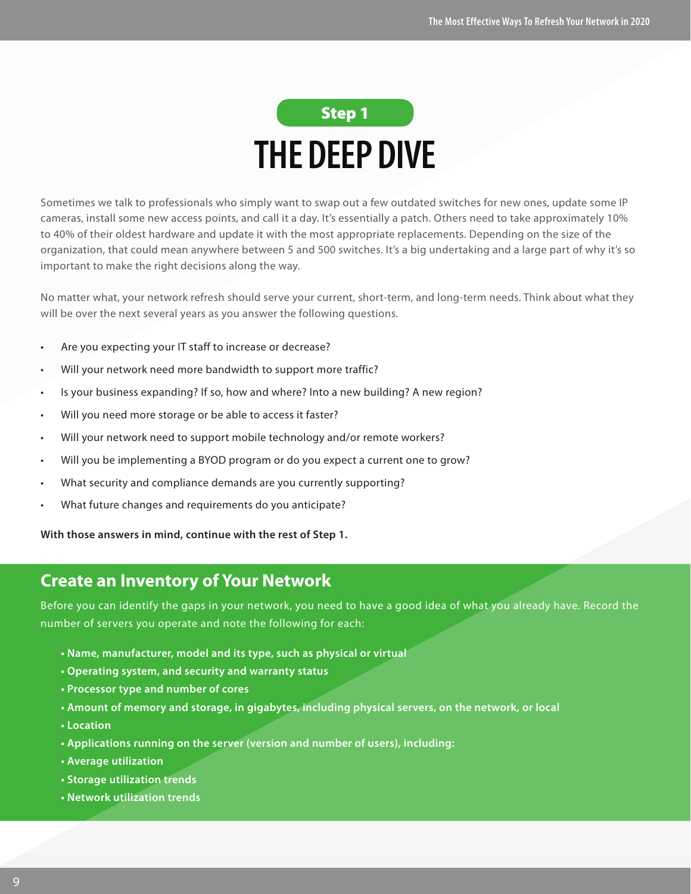**Step 1**

# THE DEEP DIVE

Sometimes we talk to professionals who simply want to swap out a few outdated switches for new ones, update some IP cameras, install some new access points, and call it a day. It's essentially a patch. Others need to take approximately 10% to 40% of their oldest hardware and update it with the most appropriate replacements. Depending on the size of the organization, that could mean anywhere between 5 and 500 switches. It's a big undertaking and a large part of why it's so important to make the right decisions along the way.

No matter what, your network refresh should serve your current, short-term, and long-term needs. Think about what they will be over the next several years as you answer the following questions.

- Are you expecting your IT staff to increase or decrease?
- Will your network need more bandwidth to support more traffic?
- Is your business expanding? If so, how and where? Into a new building? A new region?
- Will you need more storage or be able to access it faster?
- Will your network need to support mobile technology and/or remote workers?
- Will you be implementing a BYOD program or do you expect a current one to grow?
- What security and compliance demands are you currently supporting?
- What future changes and requirements do you anticipate?

**With those answers in mind, continue with the rest of Step 1.**

## Create an Inventory of Your Network

Before you can identify the gaps in your network, you need to have a good idea of what you already have. Record the number of servers you operate and note the following for each:

- **Name, manufacturer, model and its type, such as physical or virtual**
- **Operating system, and security and warranty status**
- **Processor type and number of cores**
- **Amount of memory and storage, in gigabytes, including physical servers, on the network, or local**
- **Location**
- **Applications running on the server (version and number of users), including:**
- **Average utilization**
- **Storage utilization trends**
- **Network utilization trends**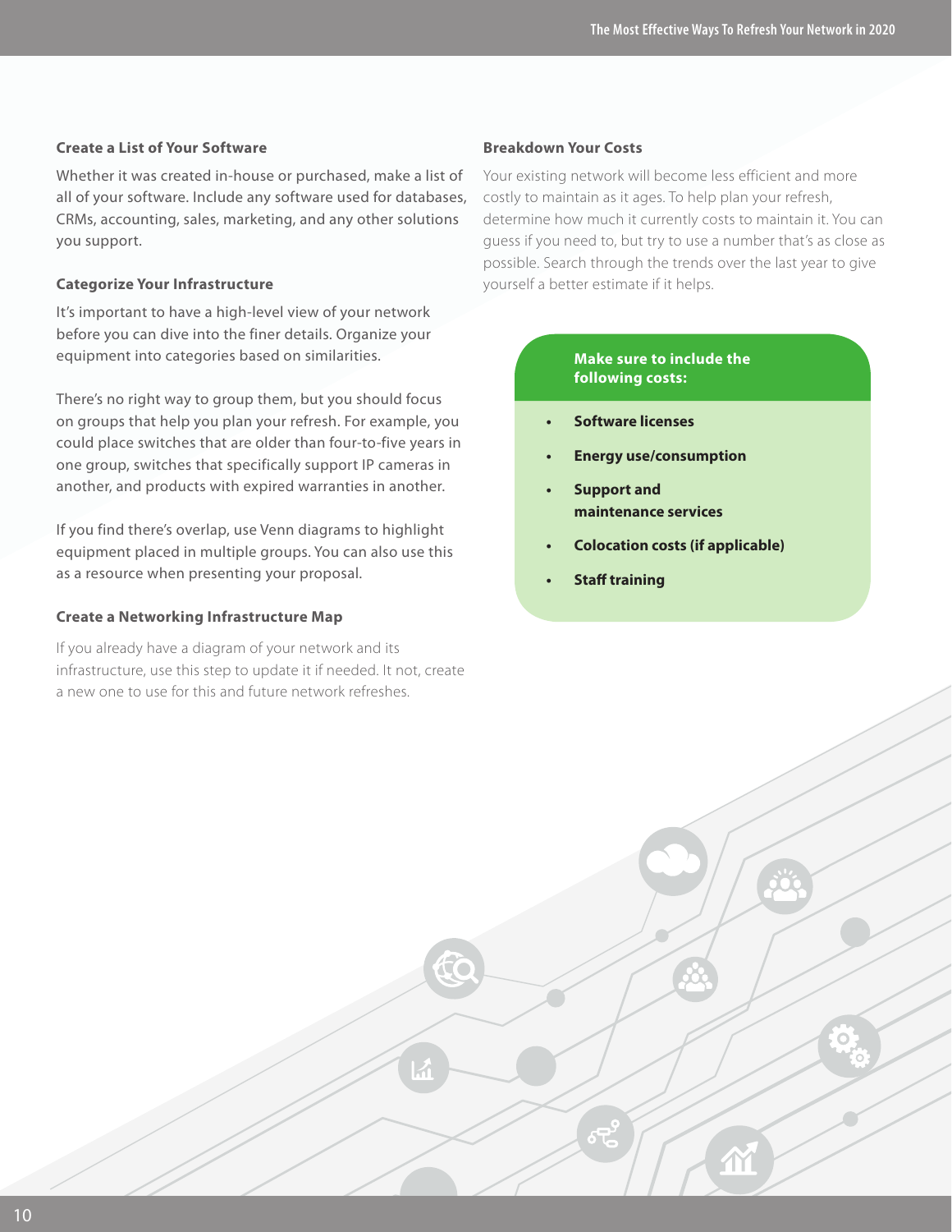### Create a List of Your Software

Whether it was created in-house or purchased, make a list of all of your software. Include any software used for databases, CRMs, accounting, sales, marketing, and any other solutions you support.

### Categorize Your Infrastructure

It's important to have a high-level view of your network before you can dive into the finer details. Organize your equipment into categories based on similarities.

There's no right way to group them, but you should focus on groups that help you plan your refresh. For example, you could place switches that are older than four-to-five years in one group, switches that specifically support IP cameras in another, and products with expired warranties in another.

If you find there's overlap, use Venn diagrams to highlight equipment placed in multiple groups. You can also use this as a resource when presenting your proposal.

### Create a Networking Infrastructure Map

If you already have a diagram of your network and its infrastructure, use this step to update it if needed. It not, create a new one to use for this and future network refreshes.

### Breakdown Your Costs

Your existing network will become less efficient and more costly to maintain as it ages. To help plan your refresh, determine how much it currently costs to maintain it. You can guess if you need to, but try to use a number that's as close as possible. Search through the trends over the last year to give yourself a better estimate if it helps.

**Make sure to include the following costs:**

- **Software licenses**
- **Energy use/consumption**
- **Support and maintenance services**
- **Colocation costs (if applicable)**
- **Staff training**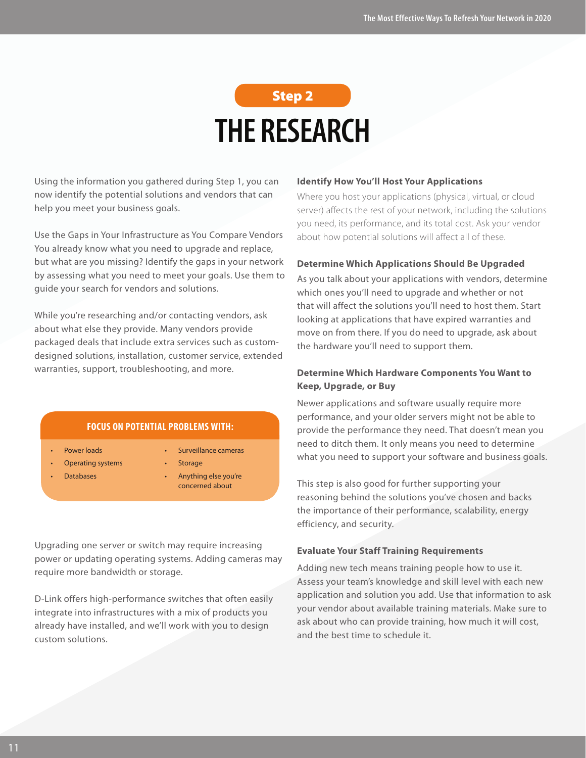Step 2

# THE RESEARCH

Using the information you gathered during Step 1, you can now identify the potential solutions and vendors that can help you meet your business goals.

Use the Gaps in Your Infrastructure as You Compare Vendors
You already know what you need to upgrade and replace, but what are you missing? Identify the gaps in your network by assessing what you need to meet your goals. Use them to guide your search for vendors and solutions.

While you're researching and/or contacting vendors, ask about what else they provide. Many vendors provide packaged deals that include extra services such as custom-designed solutions, installation, customer service, extended warranties, support, troubleshooting, and more.

**FOCUS ON POTENTIAL PROBLEMS WITH:**

- Power loads
- Operating systems
- Databases
- Surveillance cameras
- Storage
- Anything else you're concerned about

Upgrading one server or switch may require increasing power or updating operating systems. Adding cameras may require more bandwidth or storage.

D-Link offers high-performance switches that often easily integrate into infrastructures with a mix of products you already have installed, and we'll work with you to design custom solutions.

### Identify How You'll Host Your Applications

Where you host your applications (physical, virtual, or cloud server) affects the rest of your network, including the solutions you need, its performance, and its total cost. Ask your vendor about how potential solutions will affect all of these.

### Determine Which Applications Should Be Upgraded

As you talk about your applications with vendors, determine which ones you'll need to upgrade and whether or not that will affect the solutions you'll need to host them. Start looking at applications that have expired warranties and move on from there. If you do need to upgrade, ask about the hardware you'll need to support them.

### Determine Which Hardware Components You Want to Keep, Upgrade, or Buy

Newer applications and software usually require more performance, and your older servers might not be able to provide the performance they need. That doesn't mean you need to ditch them. It only means you need to determine what you need to support your software and business goals.

This step is also good for further supporting your reasoning behind the solutions you've chosen and backs the importance of their performance, scalability, energy efficiency, and security.

### Evaluate Your Staff Training Requirements

Adding new tech means training people how to use it. Assess your team's knowledge and skill level with each new application and solution you add. Use that information to ask your vendor about available training materials. Make sure to ask about who can provide training, how much it will cost, and the best time to schedule it.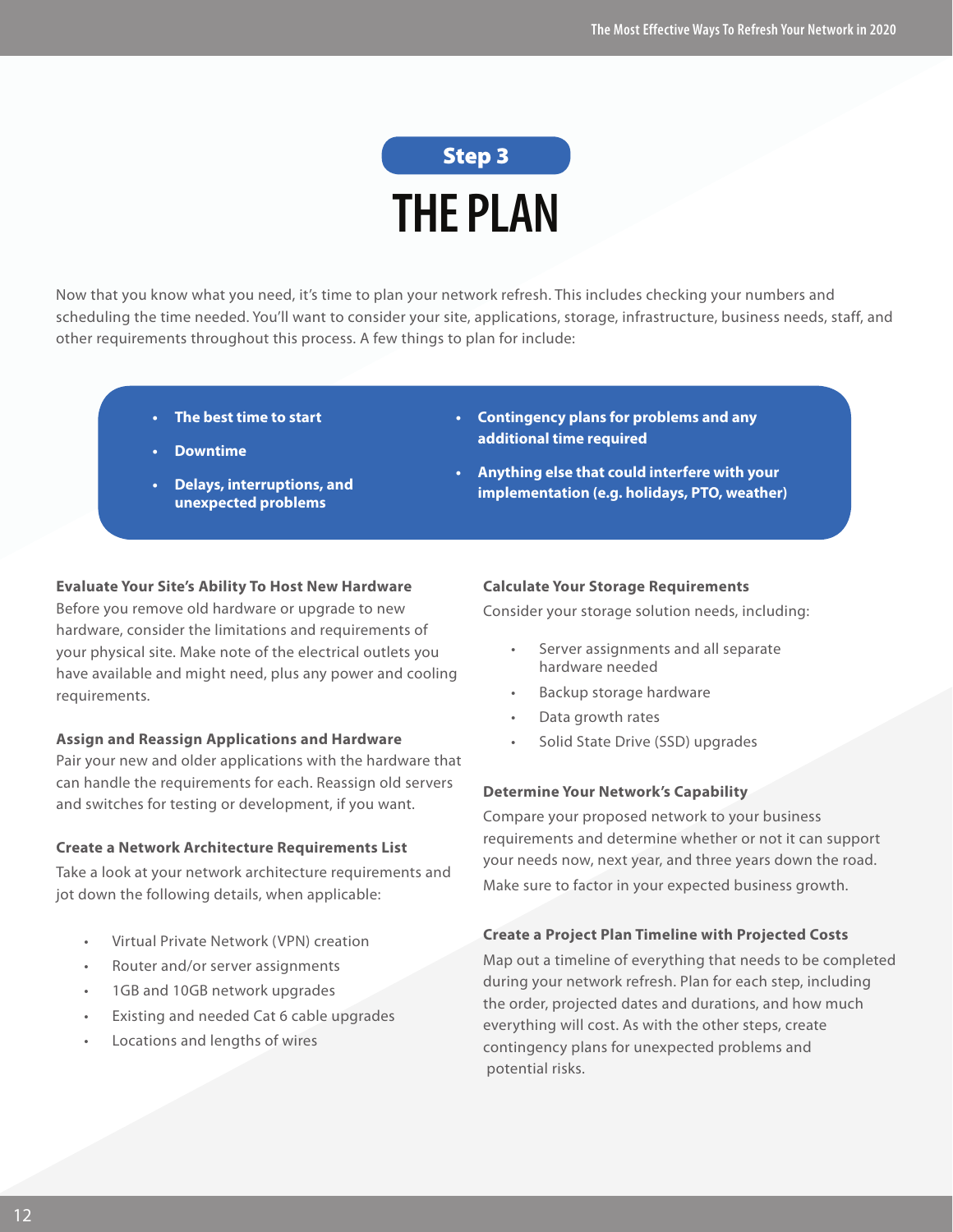Step 3

# THE PLAN

Now that you know what you need, it's time to plan your network refresh. This includes checking your numbers and scheduling the time needed. You'll want to consider your site, applications, storage, infrastructure, business needs, staff, and other requirements throughout this process. A few things to plan for include:

- **The best time to start**
- **Downtime**
- **Delays, interruptions, and unexpected problems**
- **Contingency plans for problems and any additional time required**
- **Anything else that could interfere with your implementation (e.g. holidays, PTO, weather)**

**Evaluate Your Site's Ability To Host New Hardware**
Before you remove old hardware or upgrade to new hardware, consider the limitations and requirements of your physical site. Make note of the electrical outlets you have available and might need, plus any power and cooling requirements.

**Assign and Reassign Applications and Hardware**
Pair your new and older applications with the hardware that can handle the requirements for each. Reassign old servers and switches for testing or development, if you want.

**Create a Network Architecture Requirements List**
Take a look at your network architecture requirements and jot down the following details, when applicable:

- Virtual Private Network (VPN) creation
- Router and/or server assignments
- 1GB and 10GB network upgrades
- Existing and needed Cat 6 cable upgrades
- Locations and lengths of wires

**Calculate Your Storage Requirements**
Consider your storage solution needs, including:

- Server assignments and all separate hardware needed
- Backup storage hardware
- Data growth rates
- Solid State Drive (SSD) upgrades

**Determine Your Network's Capability**
Compare your proposed network to your business requirements and determine whether or not it can support your needs now, next year, and three years down the road. Make sure to factor in your expected business growth.

**Create a Project Plan Timeline with Projected Costs**
Map out a timeline of everything that needs to be completed during your network refresh. Plan for each step, including the order, projected dates and durations, and how much everything will cost. As with the other steps, create contingency plans for unexpected problems and potential risks.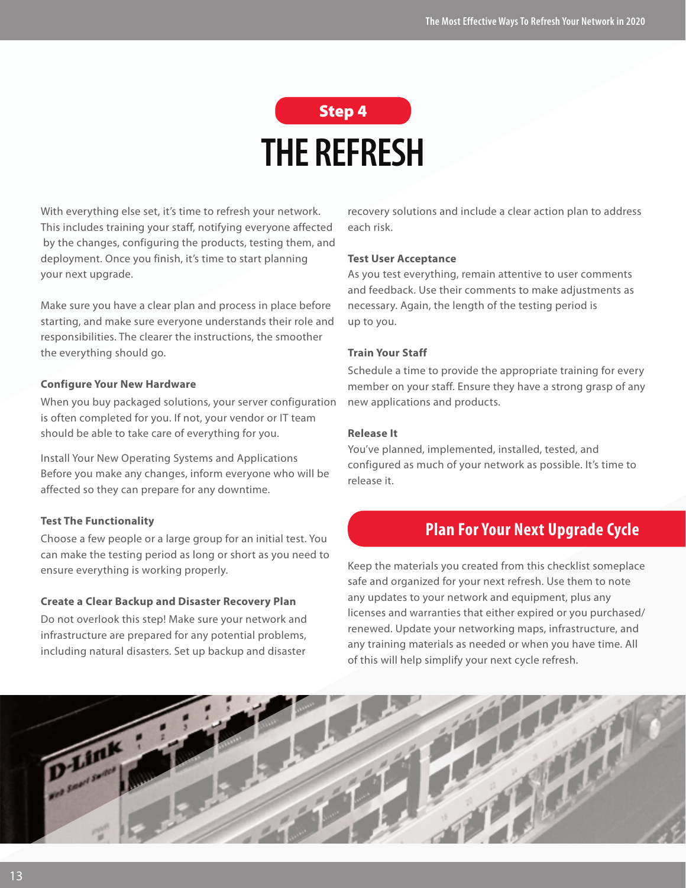Step 4

# THE REFRESH

With everything else set, it's time to refresh your network. This includes training your staff, notifying everyone affected by the changes, configuring the products, testing them, and deployment. Once you finish, it's time to start planning your next upgrade.

Make sure you have a clear plan and process in place before starting, and make sure everyone understands their role and responsibilities. The clearer the instructions, the smoother the everything should go.

**Configure Your New Hardware**

When you buy packaged solutions, your server configuration is often completed for you. If not, your vendor or IT team should be able to take care of everything for you.

Install Your New Operating Systems and Applications
Before you make any changes, inform everyone who will be affected so they can prepare for any downtime.

**Test The Functionality**

Choose a few people or a large group for an initial test. You can make the testing period as long or short as you need to ensure everything is working properly.

**Create a Clear Backup and Disaster Recovery Plan**

Do not overlook this step! Make sure your network and infrastructure are prepared for any potential problems, including natural disasters. Set up backup and disaster recovery solutions and include a clear action plan to address each risk.

**Test User Acceptance**

As you test everything, remain attentive to user comments and feedback. Use their comments to make adjustments as necessary. Again, the length of the testing period is up to you.

**Train Your Staff**

Schedule a time to provide the appropriate training for every member on your staff. Ensure they have a strong grasp of any new applications and products.

**Release It**

You've planned, implemented, installed, tested, and configured as much of your network as possible. It's time to release it.

## Plan For Your Next Upgrade Cycle

Keep the materials you created from this checklist someplace safe and organized for your next refresh. Use them to note any updates to your network and equipment, plus any licenses and warranties that either expired or you purchased/renewed. Update your networking maps, infrastructure, and any training materials as needed or when you have time. All of this will help simplify your next cycle refresh.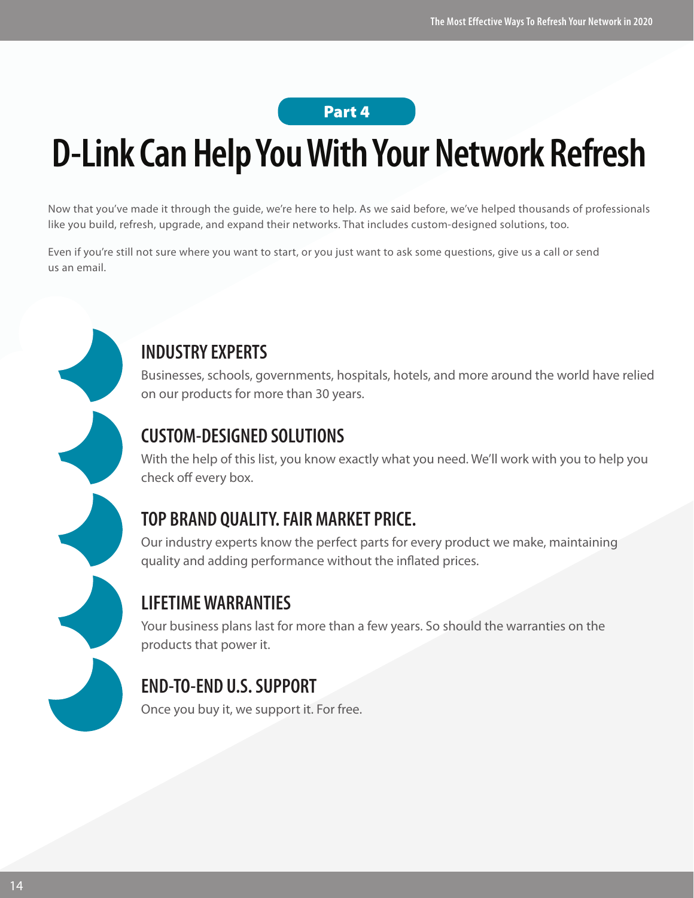Part 4

# D-Link Can Help You With Your Network Refresh

Now that you've made it through the guide, we're here to help. As we said before, we've helped thousands of professionals like you build, refresh, upgrade, and expand their networks. That includes custom-designed solutions, too.

Even if you're still not sure where you want to start, or you just want to ask some questions, give us a call or send us an email.

## INDUSTRY EXPERTS

Businesses, schools, governments, hospitals, hotels, and more around the world have relied on our products for more than 30 years.

## CUSTOM-DESIGNED SOLUTIONS

With the help of this list, you know exactly what you need. We'll work with you to help you check off every box.

## TOP BRAND QUALITY. FAIR MARKET PRICE.

Our industry experts know the perfect parts for every product we make, maintaining quality and adding performance without the inflated prices.

## LIFETIME WARRANTIES

Your business plans last for more than a few years. So should the warranties on the products that power it.

## END-TO-END U.S. SUPPORT

Once you buy it, we support it. For free.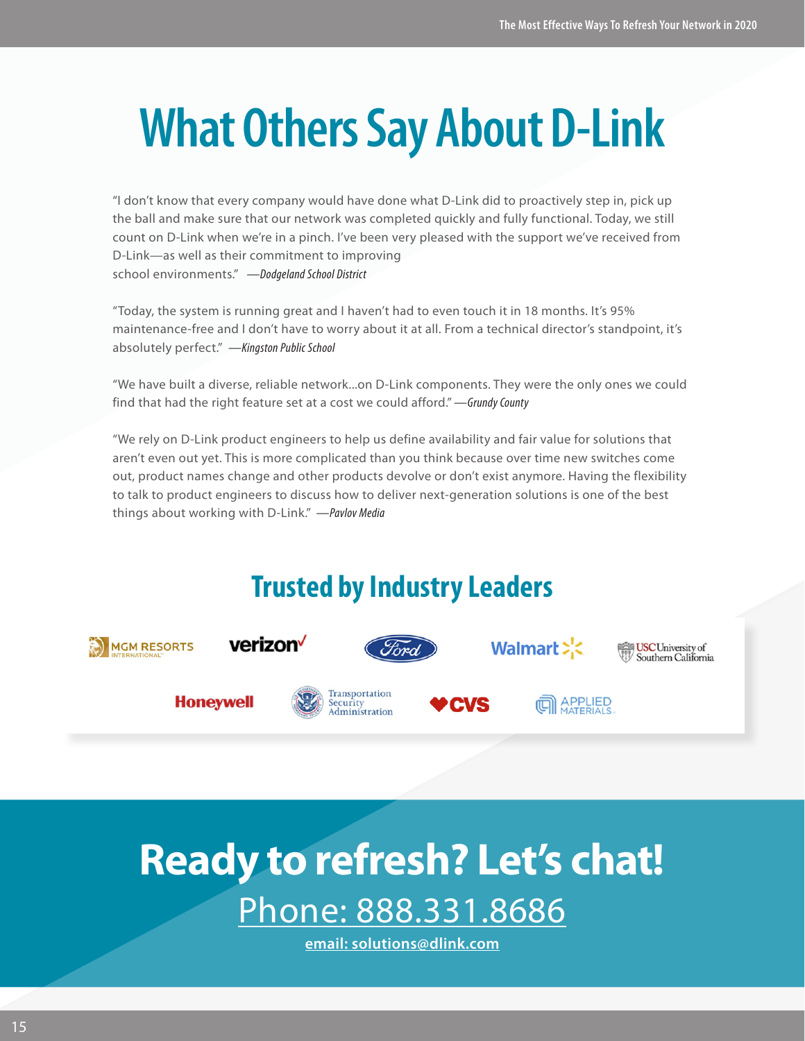# What Others Say About D-Link

"I don't know that every company would have done what D-Link did to proactively step in, pick up the ball and make sure that our network was completed quickly and fully functional. Today, we still count on D-Link when we're in a pinch. I've been very pleased with the support we've received from D-Link—as well as their commitment to improving school environments." —*Dodgeland School District*

"Today, the system is running great and I haven't had to even touch it in 18 months. It's 95% maintenance-free and I don't have to worry about it at all. From a technical director's standpoint, it's absolutely perfect." —*Kingston Public School*

"We have built a diverse, reliable network...on D-Link components. They were the only ones we could find that had the right feature set at a cost we could afford." —*Grundy County*

"We rely on D-Link product engineers to help us define availability and fair value for solutions that aren't even out yet. This is more complicated than you think because over time new switches come out, product names change and other products devolve or don't exist anymore. Having the flexibility to talk to product engineers to discuss how to deliver next-generation solutions is one of the best things about working with D-Link." —*Pavlov Media*

## Trusted by Industry Leaders

MGM Resorts International, Verizon, Ford, Walmart, USC University of Southern California, Honeywell, Transportation Security Administration, CVS, Applied Materials

# Ready to refresh? Let's chat!

Phone: 888.331.8686

**email: solutions@dlink.com**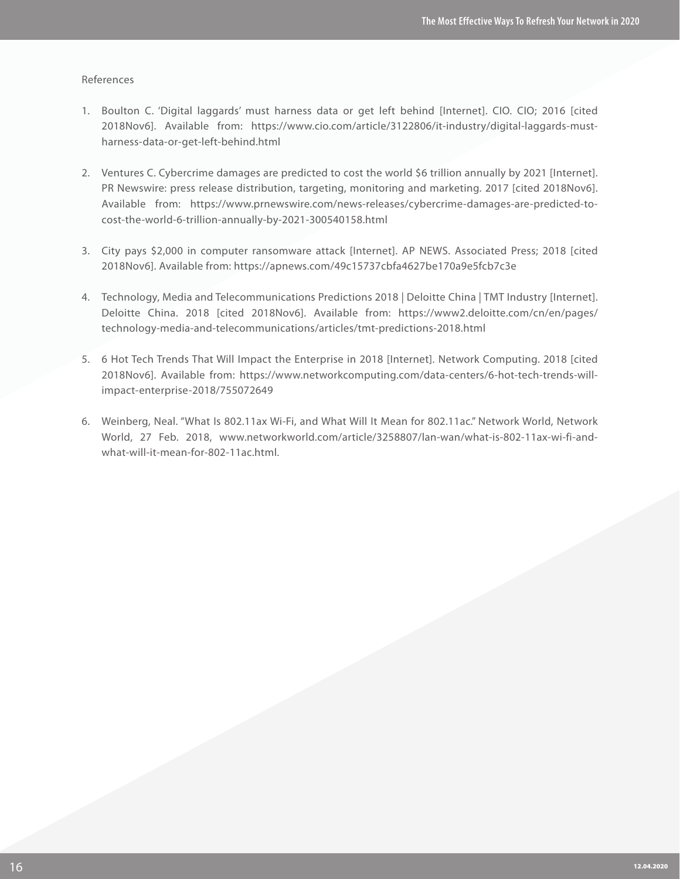References

1. Boulton C. 'Digital laggards' must harness data or get left behind [Internet]. CIO. CIO; 2016 [cited 2018Nov6]. Available from: https://www.cio.com/article/3122806/it-industry/digital-laggards-must-harness-data-or-get-left-behind.html

2. Ventures C. Cybercrime damages are predicted to cost the world $6 trillion annually by 2021 [Internet]. PR Newswire: press release distribution, targeting, monitoring and marketing. 2017 [cited 2018Nov6]. Available from: https://www.prnewswire.com/news-releases/cybercrime-damages-are-predicted-to-cost-the-world-6-trillion-annually-by-2021-300540158.html

3. City pays $2,000 in computer ransomware attack [Internet]. AP NEWS. Associated Press; 2018 [cited 2018Nov6]. Available from: https://apnews.com/49c15737cbfa4627be170a9e5fcb7c3e

4. Technology, Media and Telecommunications Predictions 2018 | Deloitte China | TMT Industry [Internet]. Deloitte China. 2018 [cited 2018Nov6]. Available from: https://www2.deloitte.com/cn/en/pages/technology-media-and-telecommunications/articles/tmt-predictions-2018.html

5. 6 Hot Tech Trends That Will Impact the Enterprise in 2018 [Internet]. Network Computing. 2018 [cited 2018Nov6]. Available from: https://www.networkcomputing.com/data-centers/6-hot-tech-trends-will-impact-enterprise-2018/755072649

6. Weinberg, Neal. "What Is 802.11ax Wi-Fi, and What Will It Mean for 802.11ac." Network World, Network World, 27 Feb. 2018, www.networkworld.com/article/3258807/lan-wan/what-is-802-11ax-wi-fi-and-what-will-it-mean-for-802-11ac.html.